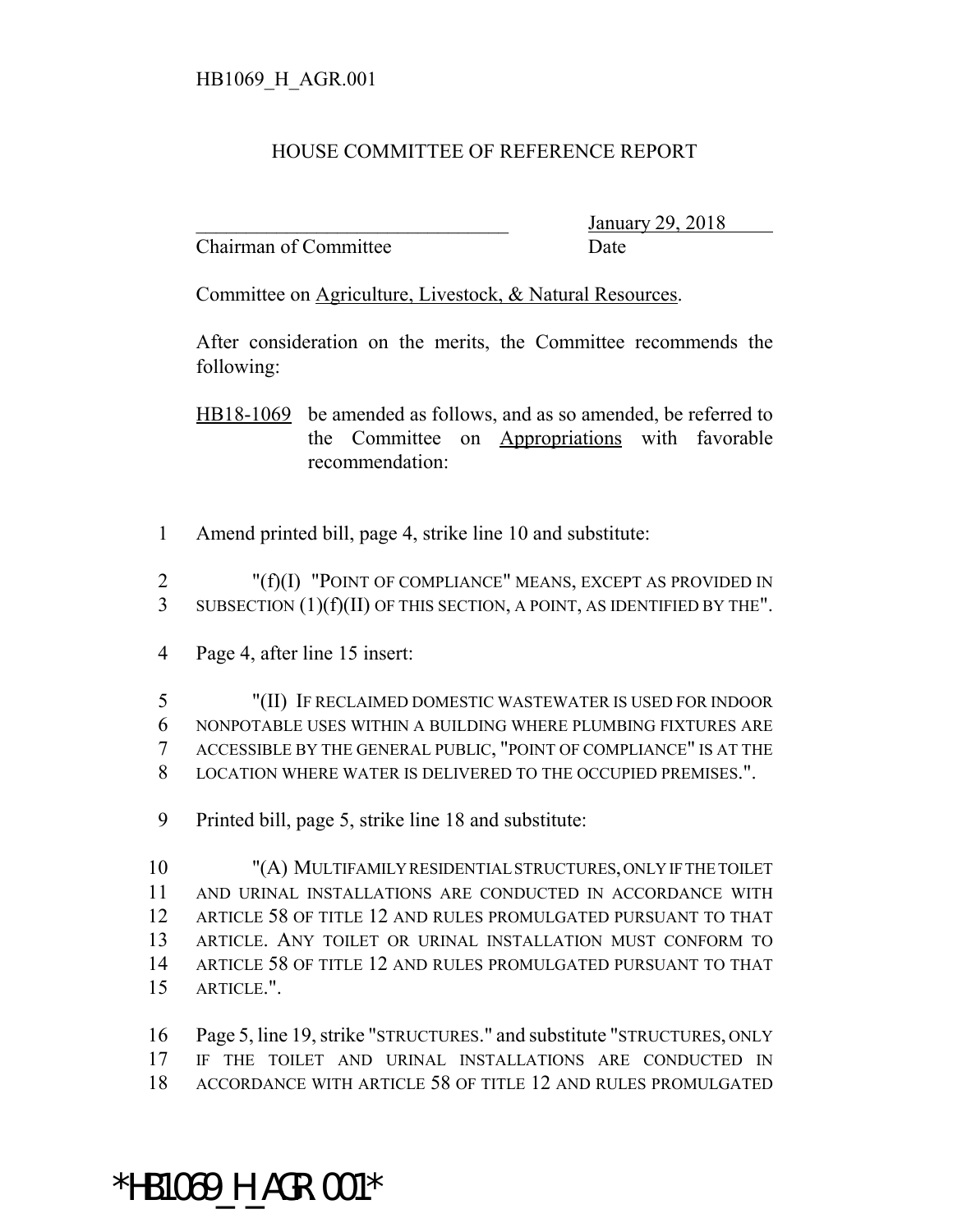HB1069_H_AGR.001

# HOUSE COMMITTEE OF REFERENCE REPORT

_______________________________ January 29, 2018
Chairman of Committee Date

Committee on Agriculture, Livestock, & Natural Resources.

After consideration on the merits, the Committee recommends the following:

HB18-1069 be amended as follows, and as so amended, be referred to the Committee on Appropriations with favorable recommendation:

1 Amend printed bill, page 4, strike line 10 and substitute:

2 "(f)(I) "POINT OF COMPLIANCE" MEANS, EXCEPT AS PROVIDED IN
3 SUBSECTION (1)(f)(II) OF THIS SECTION, A POINT, AS IDENTIFIED BY THE".

4 Page 4, after line 15 insert:

5 "(II) IF RECLAIMED DOMESTIC WASTEWATER IS USED FOR INDOOR
6 NONPOTABLE USES WITHIN A BUILDING WHERE PLUMBING FIXTURES ARE
7 ACCESSIBLE BY THE GENERAL PUBLIC, "POINT OF COMPLIANCE" IS AT THE
8 LOCATION WHERE WATER IS DELIVERED TO THE OCCUPIED PREMISES.".

9 Printed bill, page 5, strike line 18 and substitute:

10 "(A) MULTIFAMILY RESIDENTIAL STRUCTURES, ONLY IF THE TOILET
11 AND URINAL INSTALLATIONS ARE CONDUCTED IN ACCORDANCE WITH
12 ARTICLE 58 OF TITLE 12 AND RULES PROMULGATED PURSUANT TO THAT
13 ARTICLE. ANY TOILET OR URINAL INSTALLATION MUST CONFORM TO
14 ARTICLE 58 OF TITLE 12 AND RULES PROMULGATED PURSUANT TO THAT
15 ARTICLE.".

16 Page 5, line 19, strike "STRUCTURES." and substitute "STRUCTURES, ONLY
17 IF THE TOILET AND URINAL INSTALLATIONS ARE CONDUCTED IN
18 ACCORDANCE WITH ARTICLE 58 OF TITLE 12 AND RULES PROMULGATED

*HB1069_H_AGR.001*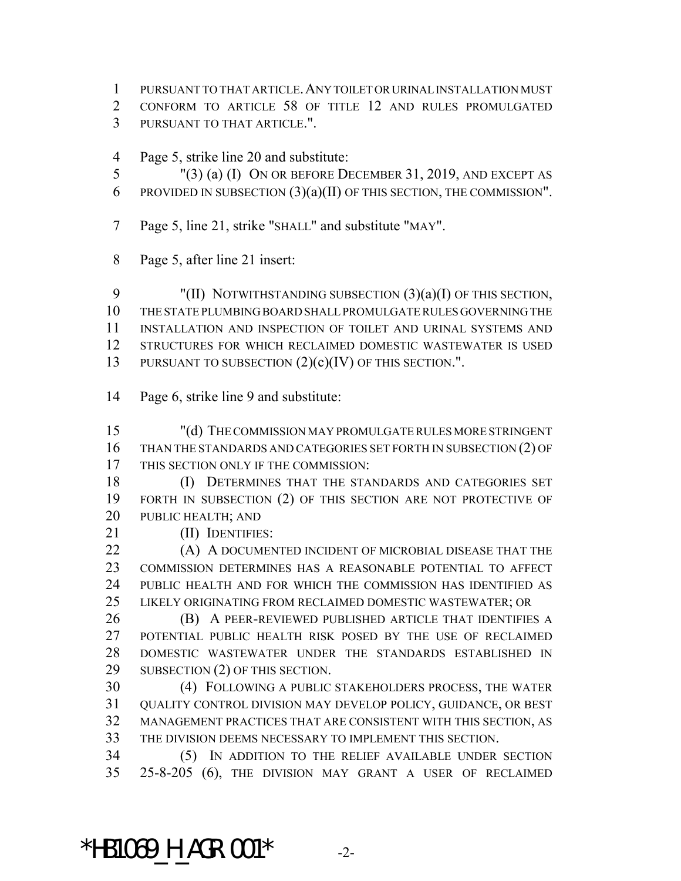PURSUANT TO THAT ARTICLE. ANY TOILET OR URINAL INSTALLATION MUST CONFORM TO ARTICLE 58 OF TITLE 12 AND RULES PROMULGATED PURSUANT TO THAT ARTICLE.".

Page 5, strike line 20 and substitute:

"(3) (a) (I) ON OR BEFORE DECEMBER 31, 2019, AND EXCEPT AS PROVIDED IN SUBSECTION (3)(a)(II) OF THIS SECTION, THE COMMISSION".

Page 5, line 21, strike "SHALL" and substitute "MAY".

Page 5, after line 21 insert:

"(II) NOTWITHSTANDING SUBSECTION (3)(a)(I) OF THIS SECTION, THE STATE PLUMBING BOARD SHALL PROMULGATE RULES GOVERNING THE INSTALLATION AND INSPECTION OF TOILET AND URINAL SYSTEMS AND STRUCTURES FOR WHICH RECLAIMED DOMESTIC WASTEWATER IS USED PURSUANT TO SUBSECTION (2)(c)(IV) OF THIS SECTION.".

Page 6, strike line 9 and substitute:

"(d) THE COMMISSION MAY PROMULGATE RULES MORE STRINGENT THAN THE STANDARDS AND CATEGORIES SET FORTH IN SUBSECTION (2) OF THIS SECTION ONLY IF THE COMMISSION:

(I) DETERMINES THAT THE STANDARDS AND CATEGORIES SET FORTH IN SUBSECTION (2) OF THIS SECTION ARE NOT PROTECTIVE OF PUBLIC HEALTH; AND

(II) IDENTIFIES:

(A) A DOCUMENTED INCIDENT OF MICROBIAL DISEASE THAT THE COMMISSION DETERMINES HAS A REASONABLE POTENTIAL TO AFFECT PUBLIC HEALTH AND FOR WHICH THE COMMISSION HAS IDENTIFIED AS LIKELY ORIGINATING FROM RECLAIMED DOMESTIC WASTEWATER; OR

(B) A PEER-REVIEWED PUBLISHED ARTICLE THAT IDENTIFIES A POTENTIAL PUBLIC HEALTH RISK POSED BY THE USE OF RECLAIMED DOMESTIC WASTEWATER UNDER THE STANDARDS ESTABLISHED IN SUBSECTION (2) OF THIS SECTION.

(4) FOLLOWING A PUBLIC STAKEHOLDERS PROCESS, THE WATER QUALITY CONTROL DIVISION MAY DEVELOP POLICY, GUIDANCE, OR BEST MANAGEMENT PRACTICES THAT ARE CONSISTENT WITH THIS SECTION, AS THE DIVISION DEEMS NECESSARY TO IMPLEMENT THIS SECTION.

(5) IN ADDITION TO THE RELIEF AVAILABLE UNDER SECTION 25-8-205 (6), THE DIVISION MAY GRANT A USER OF RECLAIMED

*HB1069_H_AGR.001*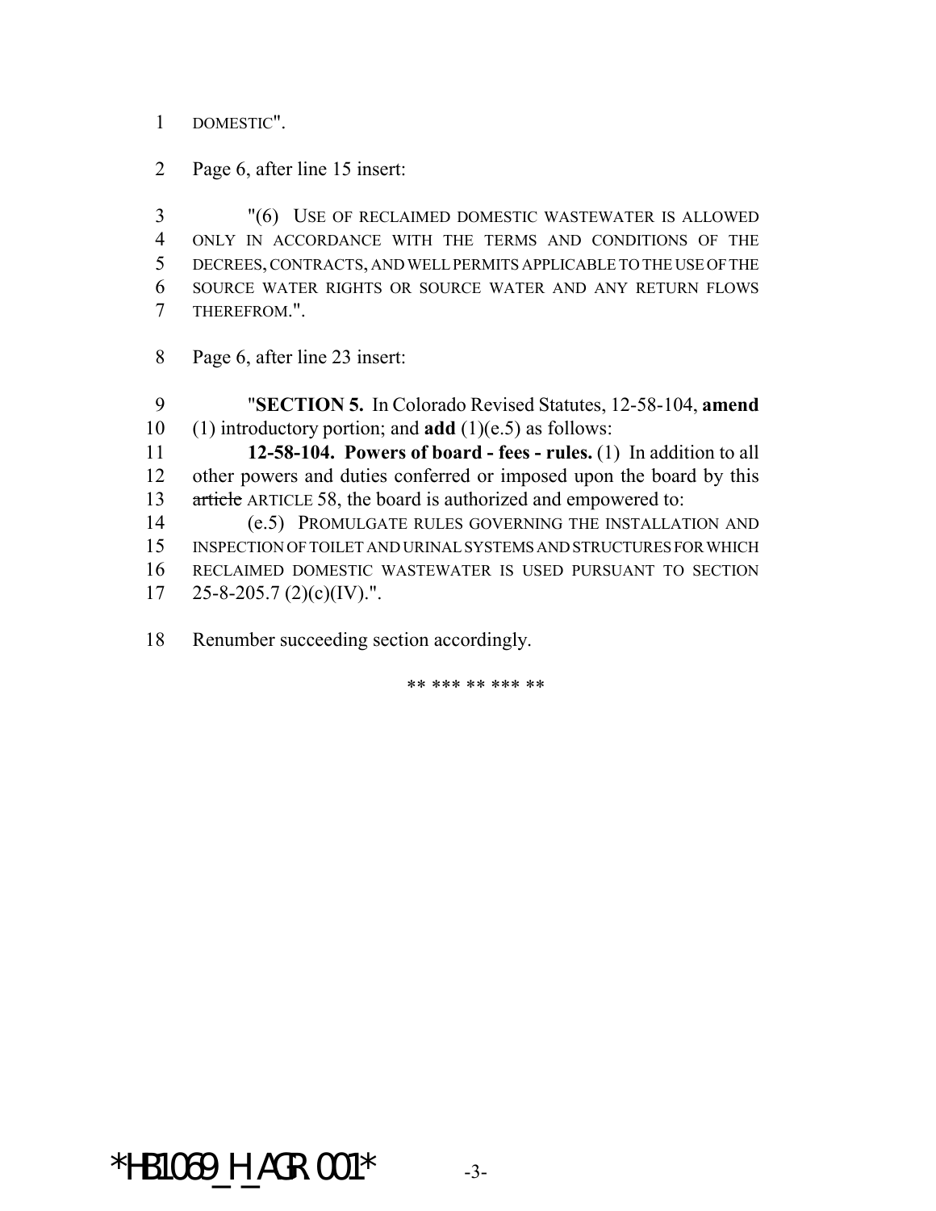DOMESTIC".

Page 6, after line 15 insert:

"(6) USE OF RECLAIMED DOMESTIC WASTEWATER IS ALLOWED ONLY IN ACCORDANCE WITH THE TERMS AND CONDITIONS OF THE DECREES, CONTRACTS, AND WELL PERMITS APPLICABLE TO THE USE OF THE SOURCE WATER RIGHTS OR SOURCE WATER AND ANY RETURN FLOWS THEREFROM.".

Page 6, after line 23 insert:

"**SECTION 5.** In Colorado Revised Statutes, 12-58-104, **amend** (1) introductory portion; and **add** (1)(e.5) as follows:

**12-58-104. Powers of board - fees - rules.** (1) In addition to all other powers and duties conferred or imposed upon the board by this ~~article~~ ARTICLE 58, the board is authorized and empowered to:

(e.5) PROMULGATE RULES GOVERNING THE INSTALLATION AND INSPECTION OF TOILET AND URINAL SYSTEMS AND STRUCTURES FOR WHICH RECLAIMED DOMESTIC WASTEWATER IS USED PURSUANT TO SECTION 25-8-205.7 (2)(c)(IV).".

Renumber succeeding section accordingly.

** *** ** *** **

*HB1069_H_AGR.001*